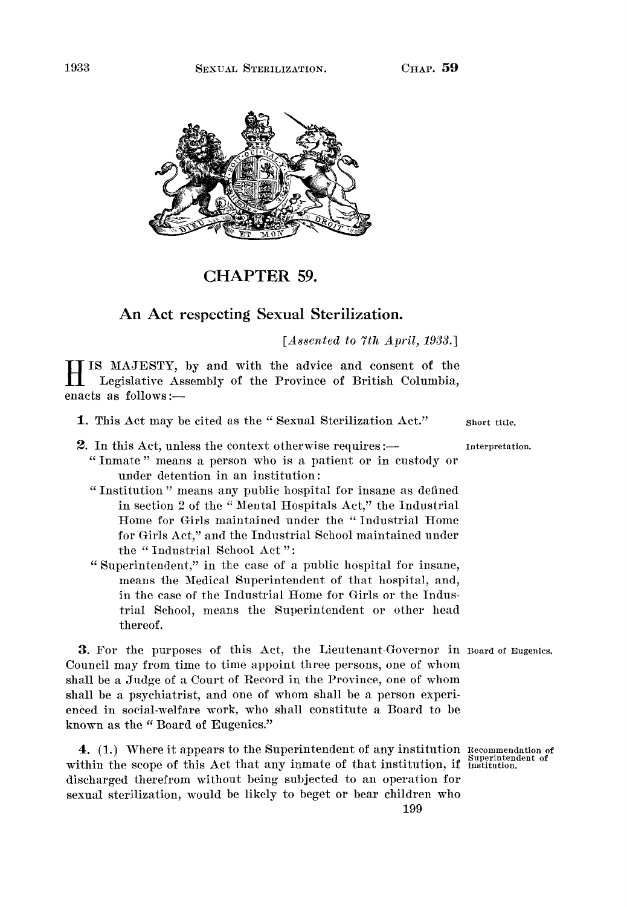# CHAPTER 59.

## An Act respecting Sexual Sterilization.

*[Assented to 7th April, 1933.]*

HIS MAJESTY, by and with the advice and consent of the Legislative Assembly of the Province of British Columbia, enacts as follows:—

Short title.

**1.** This Act may be cited as the "Sexual Sterilization Act."

Interpretation.

**2.** In this Act, unless the context otherwise requires:—

"Inmate" means a person who is a patient or in custody or under detention in an institution:

"Institution" means any public hospital for insane as defined in section 2 of the "Mental Hospitals Act," the Industrial Home for Girls maintained under the "Industrial Home for Girls Act," and the Industrial School maintained under the "Industrial School Act":

"Superintendent," in the case of a public hospital for insane, means the Medical Superintendent of that hospital, and, in the case of the Industrial Home for Girls or the Industrial School, means the Superintendent or other head thereof.

Board of Eugenics.

**3.** For the purposes of this Act, the Lieutenant-Governor in Council may from time to time appoint three persons, one of whom shall be a Judge of a Court of Record in the Province, one of whom shall be a psychiatrist, and one of whom shall be a person experienced in social-welfare work, who shall constitute a Board to be known as the "Board of Eugenics."

Recommendation of Superintendent of institution.

**4.** (1.) Where it appears to the Superintendent of any institution within the scope of this Act that any inmate of that institution, if discharged therefrom without being subjected to an operation for sexual sterilization, would be likely to beget or bear children who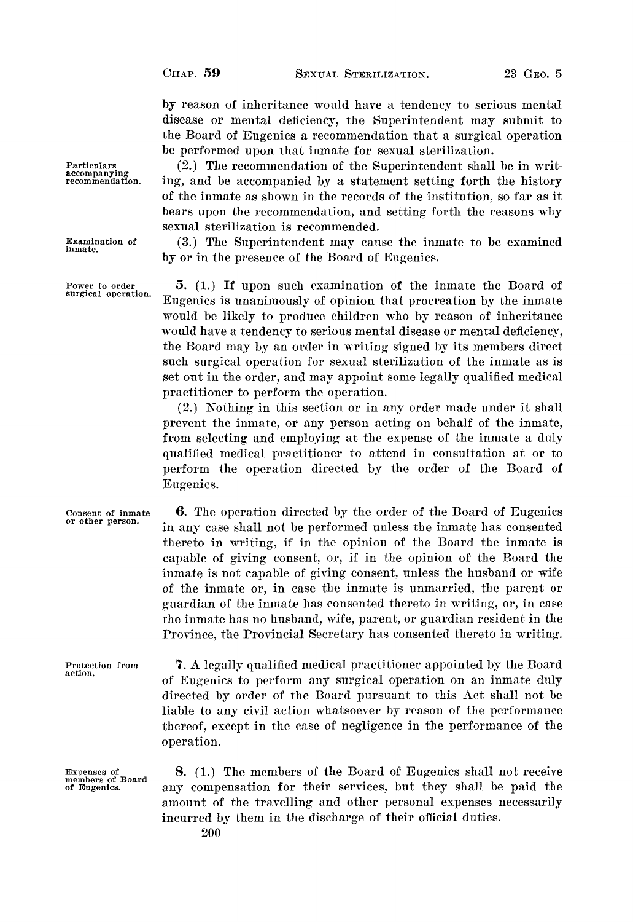by reason of inheritance would have a tendency to serious mental disease or mental deficiency, the Superintendent may submit to the Board of Eugenics a recommendation that a surgical operation be performed upon that inmate for sexual sterilization.

*Particulars accompanying recommendation.*

(2.) The recommendation of the Superintendent shall be in writing, and be accompanied by a statement setting forth the history of the inmate as shown in the records of the institution, so far as it bears upon the recommendation, and setting forth the reasons why sexual sterilization is recommended.

*Examination of inmate.*

(3.) The Superintendent may cause the inmate to be examined by or in the presence of the Board of Eugenics.

*Power to order surgical operation.*

**5.** (1.) If upon such examination of the inmate the Board of Eugenics is unanimously of opinion that procreation by the inmate would be likely to produce children who by reason of inheritance would have a tendency to serious mental disease or mental deficiency, the Board may by an order in writing signed by its members direct such surgical operation for sexual sterilization of the inmate as is set out in the order, and may appoint some legally qualified medical practitioner to perform the operation.

(2.) Nothing in this section or in any order made under it shall prevent the inmate, or any person acting on behalf of the inmate, from selecting and employing at the expense of the inmate a duly qualified medical practitioner to attend in consultation at or to perform the operation directed by the order of the Board of Eugenics.

*Consent of inmate or other person.*

**6.** The operation directed by the order of the Board of Eugenics in any case shall not be performed unless the inmate has consented thereto in writing, if in the opinion of the Board the inmate is capable of giving consent, or, if in the opinion of the Board the inmate is not capable of giving consent, unless the husband or wife of the inmate or, in case the inmate is unmarried, the parent or guardian of the inmate has consented thereto in writing, or, in case the inmate has no husband, wife, parent, or guardian resident in the Province, the Provincial Secretary has consented thereto in writing.

*Protection from action.*

**7.** A legally qualified medical practitioner appointed by the Board of Eugenics to perform any surgical operation on an inmate duly directed by order of the Board pursuant to this Act shall not be liable to any civil action whatsoever by reason of the performance thereof, except in the case of negligence in the performance of the operation.

*Expenses of members of Board of Eugenics.*

**8.** (1.) The members of the Board of Eugenics shall not receive any compensation for their services, but they shall be paid the amount of the travelling and other personal expenses necessarily incurred by them in the discharge of their official duties.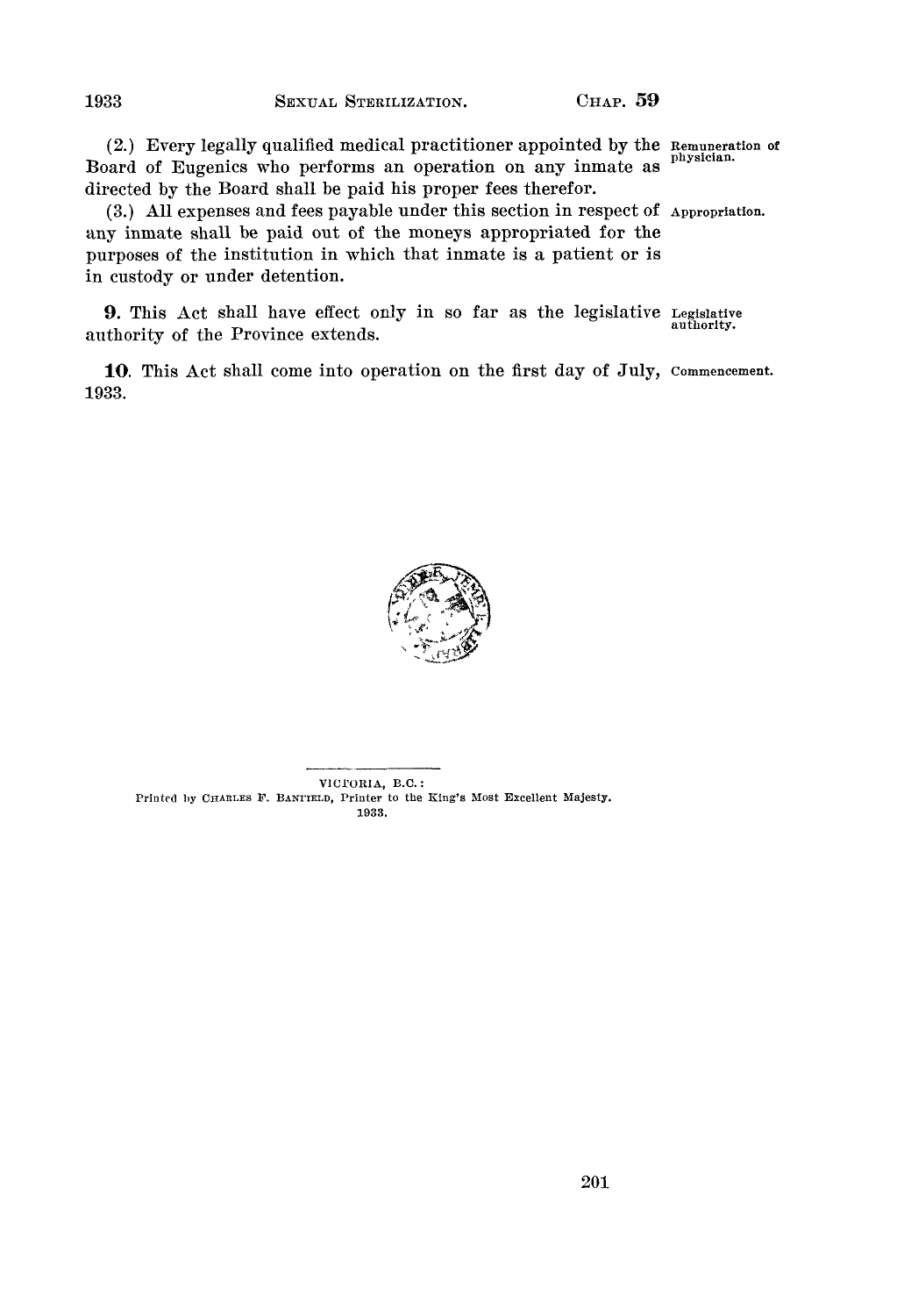(2.) Every legally qualified medical practitioner appointed by the Board of Eugenics who performs an operation on any inmate as directed by the Board shall be paid his proper fees therefor. *Remuneration of physician.*

(3.) All expenses and fees payable under this section in respect of any inmate shall be paid out of the moneys appropriated for the purposes of the institution in which that inmate is a patient or is in custody or under detention. *Appropriation.*

**9.** This Act shall have effect only in so far as the legislative authority of the Province extends. *Legislative authority.*

**10.** This Act shall come into operation on the first day of July, 1933. *Commencement.*

---

VICTORIA, B.C.:
Printed by CHARLES F. BANFIELD, Printer to the King's Most Excellent Majesty.
1933.